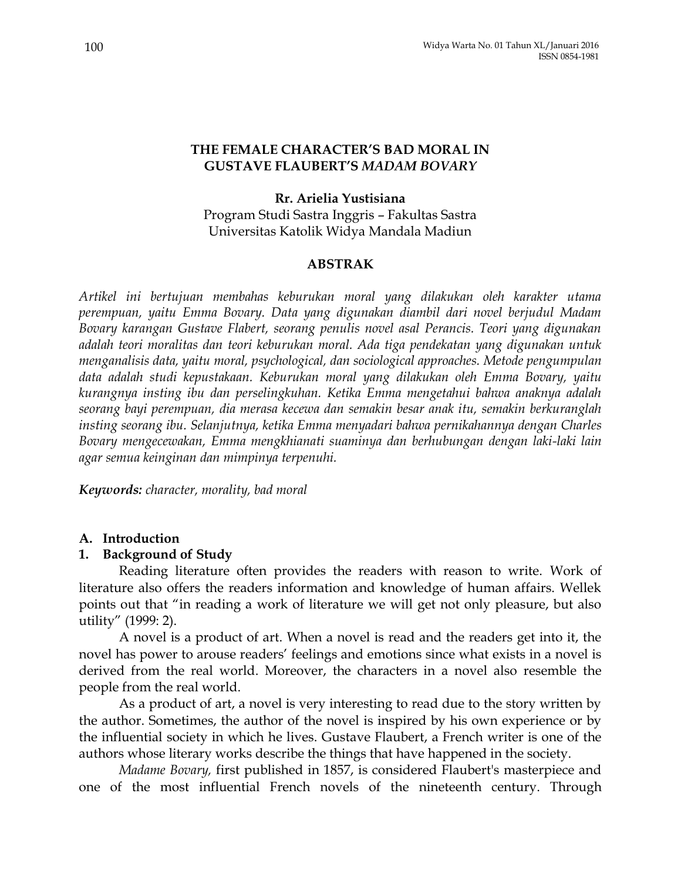# THE FEMALE CHARACTER'S BAD MORAL IN GUSTAVE FLAUBERT'S *MADAM BOVARY*

**Rr. Arielia Yustisiana**
Program Studi Sastra Inggris – Fakultas Sastra
Universitas Katolik Widya Mandala Madiun

## ABSTRAK

*Artikel ini bertujuan membahas keburukan moral yang dilakukan oleh karakter utama perempuan, yaitu Emma Bovary. Data yang digunakan diambil dari novel berjudul Madam Bovary karangan Gustave Flabert, seorang penulis novel asal Perancis. Teori yang digunakan adalah teori moralitas dan teori keburukan moral. Ada tiga pendekatan yang digunakan untuk menganalisis data, yaitu moral, psychological, dan sociological approaches. Metode pengumpulan data adalah studi kepustakaan. Keburukan moral yang dilakukan oleh Emma Bovary, yaitu kurangnya insting ibu dan perselingkuhan. Ketika Emma mengetahui bahwa anaknya adalah seorang bayi perempuan, dia merasa kecewa dan semakin besar anak itu, semakin berkuranglah insting seorang ibu. Selanjutnya, ketika Emma menyadari bahwa pernikahannya dengan Charles Bovary mengecewakan, Emma mengkhianati suaminya dan berhubungan dengan laki-laki lain agar semua keinginan dan mimpinya terpenuhi.*

***Keywords:*** *character, morality, bad moral*

## A. Introduction

### 1. Background of Study

Reading literature often provides the readers with reason to write. Work of literature also offers the readers information and knowledge of human affairs. Wellek points out that "in reading a work of literature we will get not only pleasure, but also utility" (1999: 2).

A novel is a product of art. When a novel is read and the readers get into it, the novel has power to arouse readers' feelings and emotions since what exists in a novel is derived from the real world. Moreover, the characters in a novel also resemble the people from the real world.

As a product of art, a novel is very interesting to read due to the story written by the author. Sometimes, the author of the novel is inspired by his own experience or by the influential society in which he lives. Gustave Flaubert, a French writer is one of the authors whose literary works describe the things that have happened in the society.

*Madame Bovary,* first published in 1857, is considered Flaubert's masterpiece and one of the most influential French novels of the nineteenth century. Through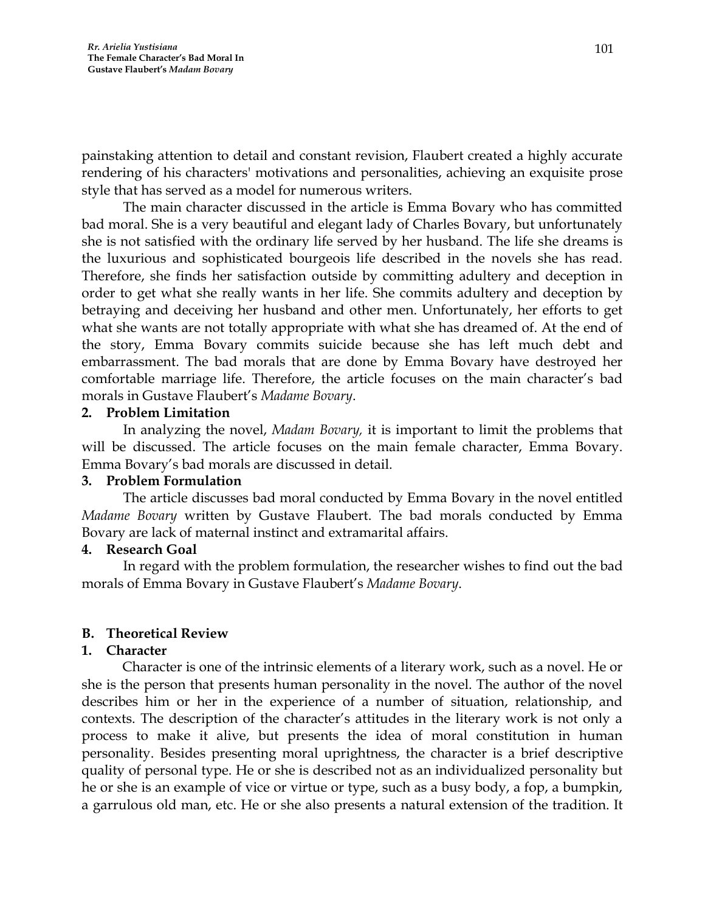painstaking attention to detail and constant revision, Flaubert created a highly accurate rendering of his characters' motivations and personalities, achieving an exquisite prose style that has served as a model for numerous writers.

The main character discussed in the article is Emma Bovary who has committed bad moral. She is a very beautiful and elegant lady of Charles Bovary, but unfortunately she is not satisfied with the ordinary life served by her husband. The life she dreams is the luxurious and sophisticated bourgeois life described in the novels she has read. Therefore, she finds her satisfaction outside by committing adultery and deception in order to get what she really wants in her life. She commits adultery and deception by betraying and deceiving her husband and other men. Unfortunately, her efforts to get what she wants are not totally appropriate with what she has dreamed of. At the end of the story, Emma Bovary commits suicide because she has left much debt and embarrassment. The bad morals that are done by Emma Bovary have destroyed her comfortable marriage life. Therefore, the article focuses on the main character's bad morals in Gustave Flaubert's *Madame Bovary*.

### 2. Problem Limitation

In analyzing the novel, *Madam Bovary,* it is important to limit the problems that will be discussed. The article focuses on the main female character, Emma Bovary. Emma Bovary's bad morals are discussed in detail.

### 3. Problem Formulation

The article discusses bad moral conducted by Emma Bovary in the novel entitled *Madame Bovary* written by Gustave Flaubert. The bad morals conducted by Emma Bovary are lack of maternal instinct and extramarital affairs.

### 4. Research Goal

In regard with the problem formulation, the researcher wishes to find out the bad morals of Emma Bovary in Gustave Flaubert's *Madame Bovary*.

## B. Theoretical Review

### 1. Character

Character is one of the intrinsic elements of a literary work, such as a novel. He or she is the person that presents human personality in the novel. The author of the novel describes him or her in the experience of a number of situation, relationship, and contexts. The description of the character's attitudes in the literary work is not only a process to make it alive, but presents the idea of moral constitution in human personality. Besides presenting moral uprightness, the character is a brief descriptive quality of personal type. He or she is described not as an individualized personality but he or she is an example of vice or virtue or type, such as a busy body, a fop, a bumpkin, a garrulous old man, etc. He or she also presents a natural extension of the tradition. It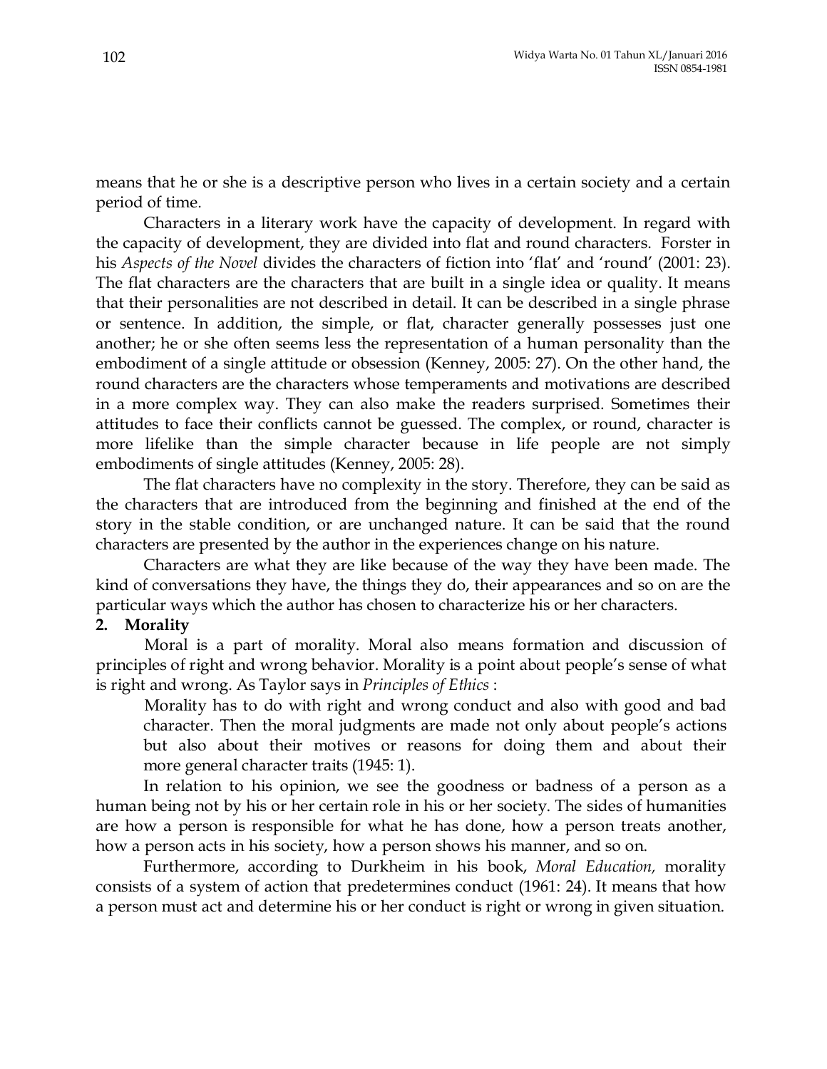means that he or she is a descriptive person who lives in a certain society and a certain period of time.

Characters in a literary work have the capacity of development. In regard with the capacity of development, they are divided into flat and round characters. Forster in his *Aspects of the Novel* divides the characters of fiction into 'flat' and 'round' (2001: 23). The flat characters are the characters that are built in a single idea or quality. It means that their personalities are not described in detail. It can be described in a single phrase or sentence. In addition, the simple, or flat, character generally possesses just one another; he or she often seems less the representation of a human personality than the embodiment of a single attitude or obsession (Kenney, 2005: 27). On the other hand, the round characters are the characters whose temperaments and motivations are described in a more complex way. They can also make the readers surprised. Sometimes their attitudes to face their conflicts cannot be guessed. The complex, or round, character is more lifelike than the simple character because in life people are not simply embodiments of single attitudes (Kenney, 2005: 28).

The flat characters have no complexity in the story. Therefore, they can be said as the characters that are introduced from the beginning and finished at the end of the story in the stable condition, or are unchanged nature. It can be said that the round characters are presented by the author in the experiences change on his nature.

Characters are what they are like because of the way they have been made. The kind of conversations they have, the things they do, their appearances and so on are the particular ways which the author has chosen to characterize his or her characters.

**2. Morality**

Moral is a part of morality. Moral also means formation and discussion of principles of right and wrong behavior. Morality is a point about people's sense of what is right and wrong. As Taylor says in *Principles of Ethics* :

> Morality has to do with right and wrong conduct and also with good and bad character. Then the moral judgments are made not only about people's actions but also about their motives or reasons for doing them and about their more general character traits (1945: 1).

In relation to his opinion, we see the goodness or badness of a person as a human being not by his or her certain role in his or her society. The sides of humanities are how a person is responsible for what he has done, how a person treats another, how a person acts in his society, how a person shows his manner, and so on.

Furthermore, according to Durkheim in his book, *Moral Education,* morality consists of a system of action that predetermines conduct (1961: 24). It means that how a person must act and determine his or her conduct is right or wrong in given situation.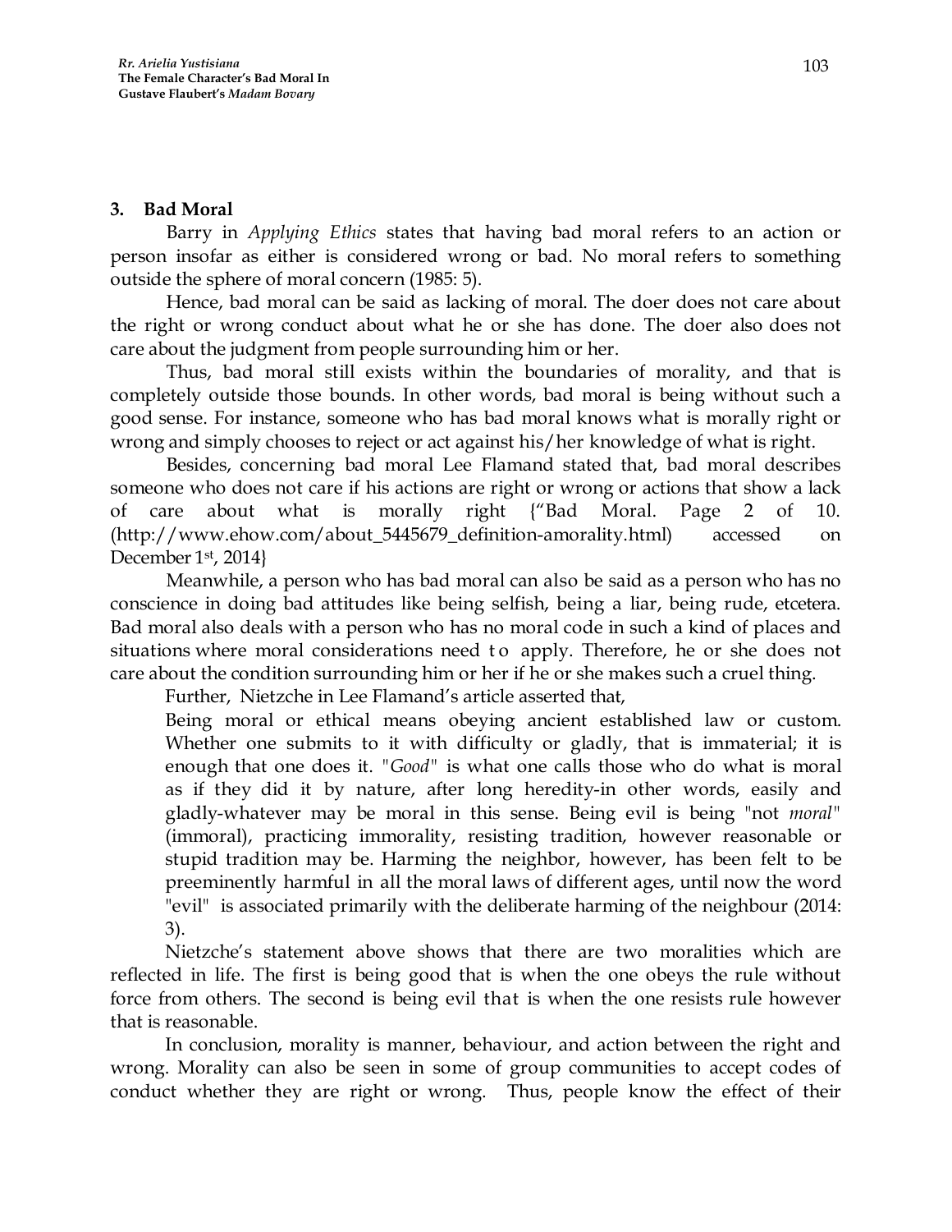### 3. Bad Moral

Barry in *Applying Ethics* states that having bad moral refers to an action or person insofar as either is considered wrong or bad. No moral refers to something outside the sphere of moral concern (1985: 5).

Hence, bad moral can be said as lacking of moral. The doer does not care about the right or wrong conduct about what he or she has done. The doer also does not care about the judgment from people surrounding him or her.

Thus, bad moral still exists within the boundaries of morality, and that is completely outside those bounds. In other words, bad moral is being without such a good sense. For instance, someone who has bad moral knows what is morally right or wrong and simply chooses to reject or act against his/her knowledge of what is right.

Besides, concerning bad moral Lee Flamand stated that, bad moral describes someone who does not care if his actions are right or wrong or actions that show a lack of care about what is morally right {"Bad Moral. Page 2 of 10. (http://www.ehow.com/about_5445679_definition-amorality.html) accessed on December 1st, 2014}

Meanwhile, a person who has bad moral can also be said as a person who has no conscience in doing bad attitudes like being selfish, being a liar, being rude, etcetera. Bad moral also deals with a person who has no moral code in such a kind of places and situations where moral considerations need to apply. Therefore, he or she does not care about the condition surrounding him or her if he or she makes such a cruel thing.

Further, Nietzche in Lee Flamand's article asserted that,

> Being moral or ethical means obeying ancient established law or custom. Whether one submits to it with difficulty or gladly, that is immaterial; it is enough that one does it. "*Good*" is what one calls those who do what is moral as if they did it by nature, after long heredity-in other words, easily and gladly-whatever may be moral in this sense. Being evil is being "not *moral*" (immoral), practicing immorality, resisting tradition, however reasonable or stupid tradition may be. Harming the neighbor, however, has been felt to be preeminently harmful in all the moral laws of different ages, until now the word "evil" is associated primarily with the deliberate harming of the neighbour (2014: 3).

Nietzche's statement above shows that there are two moralities which are reflected in life. The first is being good that is when the one obeys the rule without force from others. The second is being evil that is when the one resists rule however that is reasonable.

In conclusion, morality is manner, behaviour, and action between the right and wrong. Morality can also be seen in some of group communities to accept codes of conduct whether they are right or wrong. Thus, people know the effect of their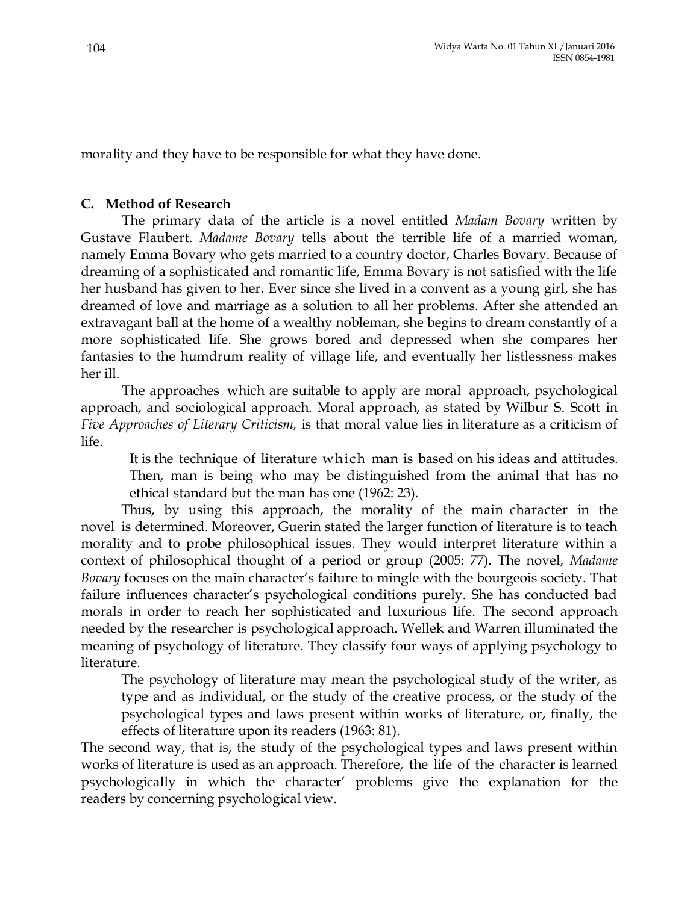morality and they have to be responsible for what they have done.

## C. Method of Research

The primary data of the article is a novel entitled *Madam Bovary* written by Gustave Flaubert. *Madame Bovary* tells about the terrible life of a married woman, namely Emma Bovary who gets married to a country doctor, Charles Bovary. Because of dreaming of a sophisticated and romantic life, Emma Bovary is not satisfied with the life her husband has given to her. Ever since she lived in a convent as a young girl, she has dreamed of love and marriage as a solution to all her problems. After she attended an extravagant ball at the home of a wealthy nobleman, she begins to dream constantly of a more sophisticated life. She grows bored and depressed when she compares her fantasies to the humdrum reality of village life, and eventually her listlessness makes her ill.

The approaches which are suitable to apply are moral approach, psychological approach, and sociological approach. Moral approach, as stated by Wilbur S. Scott in *Five Approaches of Literary Criticism,* is that moral value lies in literature as a criticism of life.

> It is the technique of literature which man is based on his ideas and attitudes. Then, man is being who may be distinguished from the animal that has no ethical standard but the man has one (1962: 23).

Thus, by using this approach, the morality of the main character in the novel is determined. Moreover, Guerin stated the larger function of literature is to teach morality and to probe philosophical issues. They would interpret literature within a context of philosophical thought of a period or group (2005: 77). The novel, *Madame Bovary* focuses on the main character's failure to mingle with the bourgeois society. That failure influences character's psychological conditions purely. She has conducted bad morals in order to reach her sophisticated and luxurious life. The second approach needed by the researcher is psychological approach. Wellek and Warren illuminated the meaning of psychology of literature. They classify four ways of applying psychology to literature.

> The psychology of literature may mean the psychological study of the writer, as type and as individual, or the study of the creative process, or the study of the psychological types and laws present within works of literature, or, finally, the effects of literature upon its readers (1963: 81).

The second way, that is, the study of the psychological types and laws present within works of literature is used as an approach. Therefore, the life of the character is learned psychologically in which the character' problems give the explanation for the readers by concerning psychological view.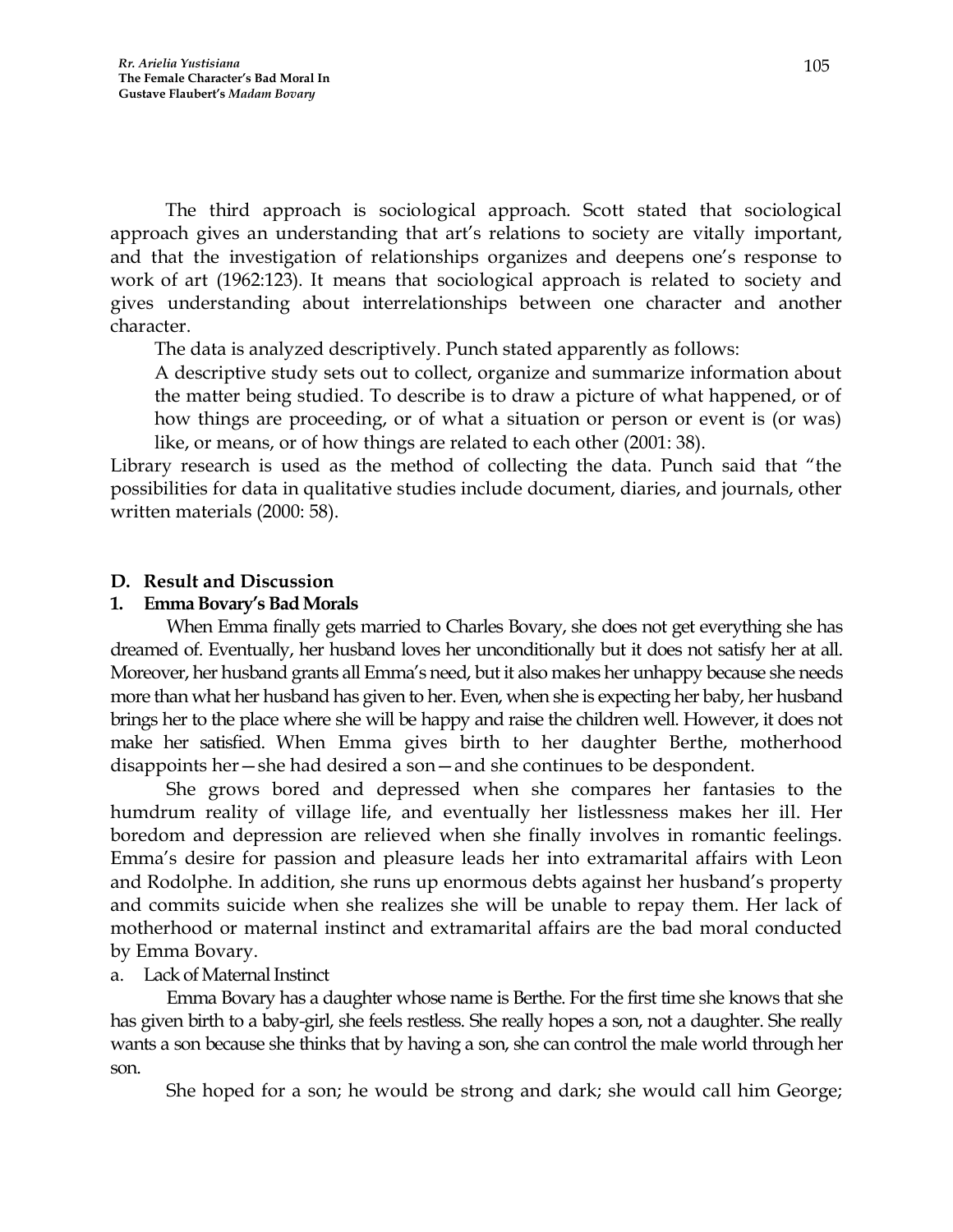The third approach is sociological approach. Scott stated that sociological approach gives an understanding that art's relations to society are vitally important, and that the investigation of relationships organizes and deepens one's response to work of art (1962:123). It means that sociological approach is related to society and gives understanding about interrelationships between one character and another character.

The data is analyzed descriptively. Punch stated apparently as follows:

> A descriptive study sets out to collect, organize and summarize information about the matter being studied. To describe is to draw a picture of what happened, or of how things are proceeding, or of what a situation or person or event is (or was) like, or means, or of how things are related to each other (2001: 38).

Library research is used as the method of collecting the data. Punch said that "the possibilities for data in qualitative studies include document, diaries, and journals, other written materials (2000: 58).

## D. Result and Discussion

### 1. Emma Bovary's Bad Morals

When Emma finally gets married to Charles Bovary, she does not get everything she has dreamed of. Eventually, her husband loves her unconditionally but it does not satisfy her at all. Moreover, her husband grants all Emma's need, but it also makes her unhappy because she needs more than what her husband has given to her. Even, when she is expecting her baby, her husband brings her to the place where she will be happy and raise the children well. However, it does not make her satisfied. When Emma gives birth to her daughter Berthe, motherhood disappoints her—she had desired a son—and she continues to be despondent.

She grows bored and depressed when she compares her fantasies to the humdrum reality of village life, and eventually her listlessness makes her ill. Her boredom and depression are relieved when she finally involves in romantic feelings. Emma's desire for passion and pleasure leads her into extramarital affairs with Leon and Rodolphe. In addition, she runs up enormous debts against her husband's property and commits suicide when she realizes she will be unable to repay them. Her lack of motherhood or maternal instinct and extramarital affairs are the bad moral conducted by Emma Bovary.

#### a. Lack of Maternal Instinct

Emma Bovary has a daughter whose name is Berthe. For the first time she knows that she has given birth to a baby-girl, she feels restless. She really hopes a son, not a daughter. She really wants a son because she thinks that by having a son, she can control the male world through her son.

She hoped for a son; he would be strong and dark; she would call him George;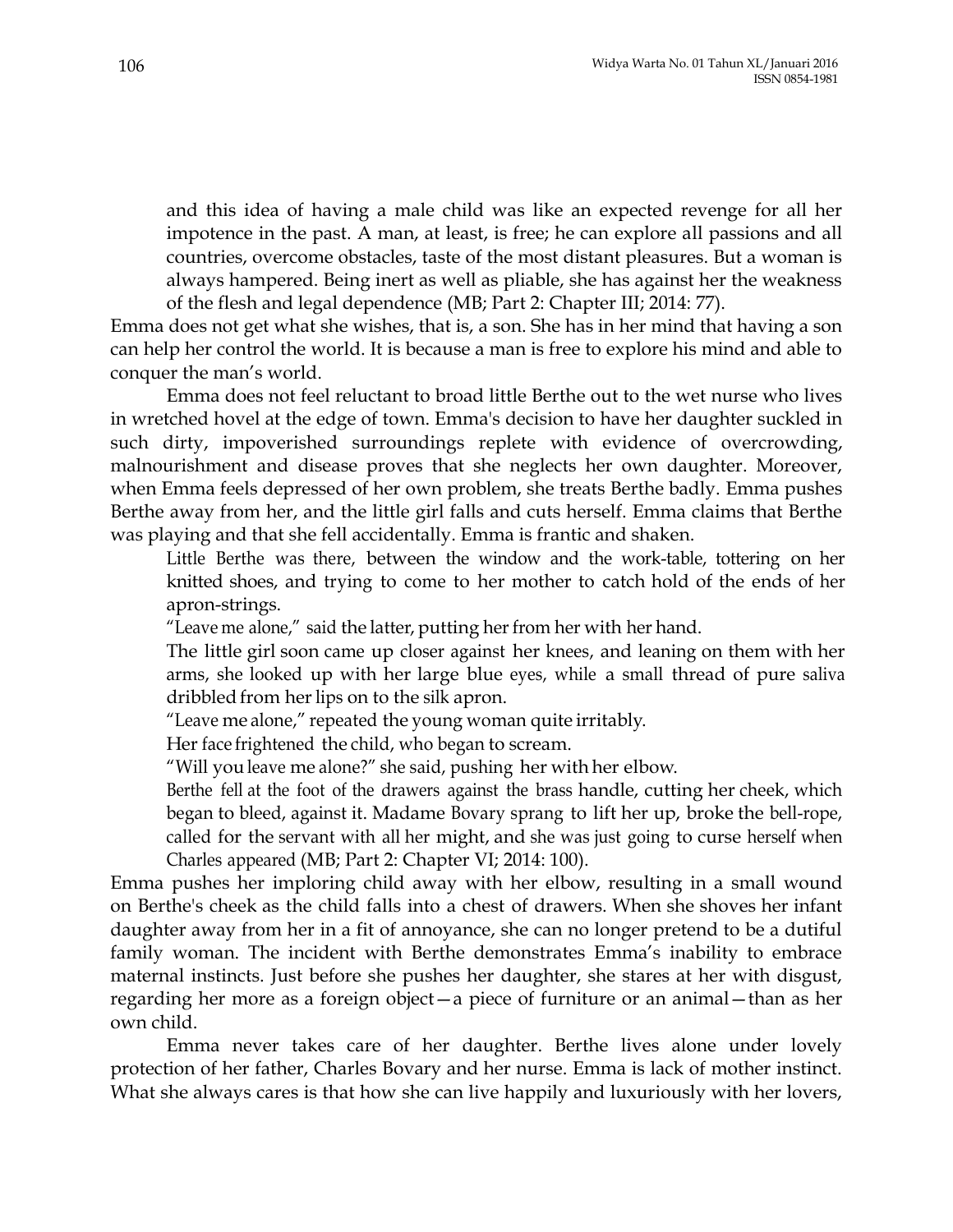> and this idea of having a male child was like an expected revenge for all her impotence in the past. A man, at least, is free; he can explore all passions and all countries, overcome obstacles, taste of the most distant pleasures. But a woman is always hampered. Being inert as well as pliable, she has against her the weakness of the flesh and legal dependence (MB; Part 2: Chapter III; 2014: 77).

Emma does not get what she wishes, that is, a son. She has in her mind that having a son can help her control the world. It is because a man is free to explore his mind and able to conquer the man's world.

Emma does not feel reluctant to broad little Berthe out to the wet nurse who lives in wretched hovel at the edge of town. Emma's decision to have her daughter suckled in such dirty, impoverished surroundings replete with evidence of overcrowding, malnourishment and disease proves that she neglects her own daughter. Moreover, when Emma feels depressed of her own problem, she treats Berthe badly. Emma pushes Berthe away from her, and the little girl falls and cuts herself. Emma claims that Berthe was playing and that she fell accidentally. Emma is frantic and shaken.

> Little Berthe was there, between the window and the work-table, tottering on her knitted shoes, and trying to come to her mother to catch hold of the ends of her apron-strings.
>
> "Leave me alone," said the latter, putting her from her with her hand.
>
> The little girl soon came up closer against her knees, and leaning on them with her arms, she looked up with her large blue eyes, while a small thread of pure saliva dribbled from her lips on to the silk apron.
>
> "Leave me alone," repeated the young woman quite irritably.
>
> Her face frightened the child, who began to scream.
>
> "Will you leave me alone?" she said, pushing her with her elbow.
>
> Berthe fell at the foot of the drawers against the brass handle, cutting her cheek, which began to bleed, against it. Madame Bovary sprang to lift her up, broke the bell-rope, called for the servant with all her might, and she was just going to curse herself when Charles appeared (MB; Part 2: Chapter VI; 2014: 100).

Emma pushes her imploring child away with her elbow, resulting in a small wound on Berthe's cheek as the child falls into a chest of drawers. When she shoves her infant daughter away from her in a fit of annoyance, she can no longer pretend to be a dutiful family woman. The incident with Berthe demonstrates Emma's inability to embrace maternal instincts. Just before she pushes her daughter, she stares at her with disgust, regarding her more as a foreign object—a piece of furniture or an animal—than as her own child.

Emma never takes care of her daughter. Berthe lives alone under lovely protection of her father, Charles Bovary and her nurse. Emma is lack of mother instinct. What she always cares is that how she can live happily and luxuriously with her lovers,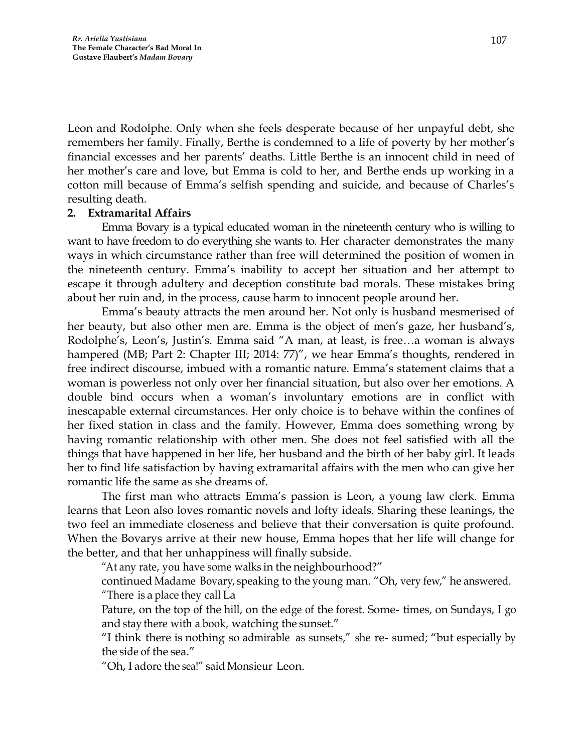Leon and Rodolphe. Only when she feels desperate because of her unpayful debt, she remembers her family. Finally, Berthe is condemned to a life of poverty by her mother's financial excesses and her parents' deaths. Little Berthe is an innocent child in need of her mother's care and love, but Emma is cold to her, and Berthe ends up working in a cotton mill because of Emma's selfish spending and suicide, and because of Charles's resulting death.

**2. Extramarital Affairs**

Emma Bovary is a typical educated woman in the nineteenth century who is willing to want to have freedom to do everything she wants to. Her character demonstrates the many ways in which circumstance rather than free will determined the position of women in the nineteenth century. Emma's inability to accept her situation and her attempt to escape it through adultery and deception constitute bad morals. These mistakes bring about her ruin and, in the process, cause harm to innocent people around her.

Emma's beauty attracts the men around her. Not only is husband mesmerised of her beauty, but also other men are. Emma is the object of men's gaze, her husband's, Rodolphe's, Leon's, Justin's. Emma said "A man, at least, is free…a woman is always hampered (MB; Part 2: Chapter III; 2014: 77)", we hear Emma's thoughts, rendered in free indirect discourse, imbued with a romantic nature. Emma's statement claims that a woman is powerless not only over her financial situation, but also over her emotions. A double bind occurs when a woman's involuntary emotions are in conflict with inescapable external circumstances. Her only choice is to behave within the confines of her fixed station in class and the family. However, Emma does something wrong by having romantic relationship with other men. She does not feel satisfied with all the things that have happened in her life, her husband and the birth of her baby girl. It leads her to find life satisfaction by having extramarital affairs with the men who can give her romantic life the same as she dreams of.

The first man who attracts Emma's passion is Leon, a young law clerk. Emma learns that Leon also loves romantic novels and lofty ideals. Sharing these leanings, the two feel an immediate closeness and believe that their conversation is quite profound. When the Bovarys arrive at their new house, Emma hopes that her life will change for the better, and that her unhappiness will finally subside.

> "At any rate, you have some walks in the neighbourhood?"
> continued Madame Bovary, speaking to the young man. "Oh, very few," he answered. "There is a place they call La
> Pature, on the top of the hill, on the edge of the forest. Some- times, on Sundays, I go and stay there with a book, watching the sunset."
> "I think there is nothing so admirable as sunsets," she re- sumed; "but especially by the side of the sea."
> "Oh, I adore the sea!" said Monsieur Leon.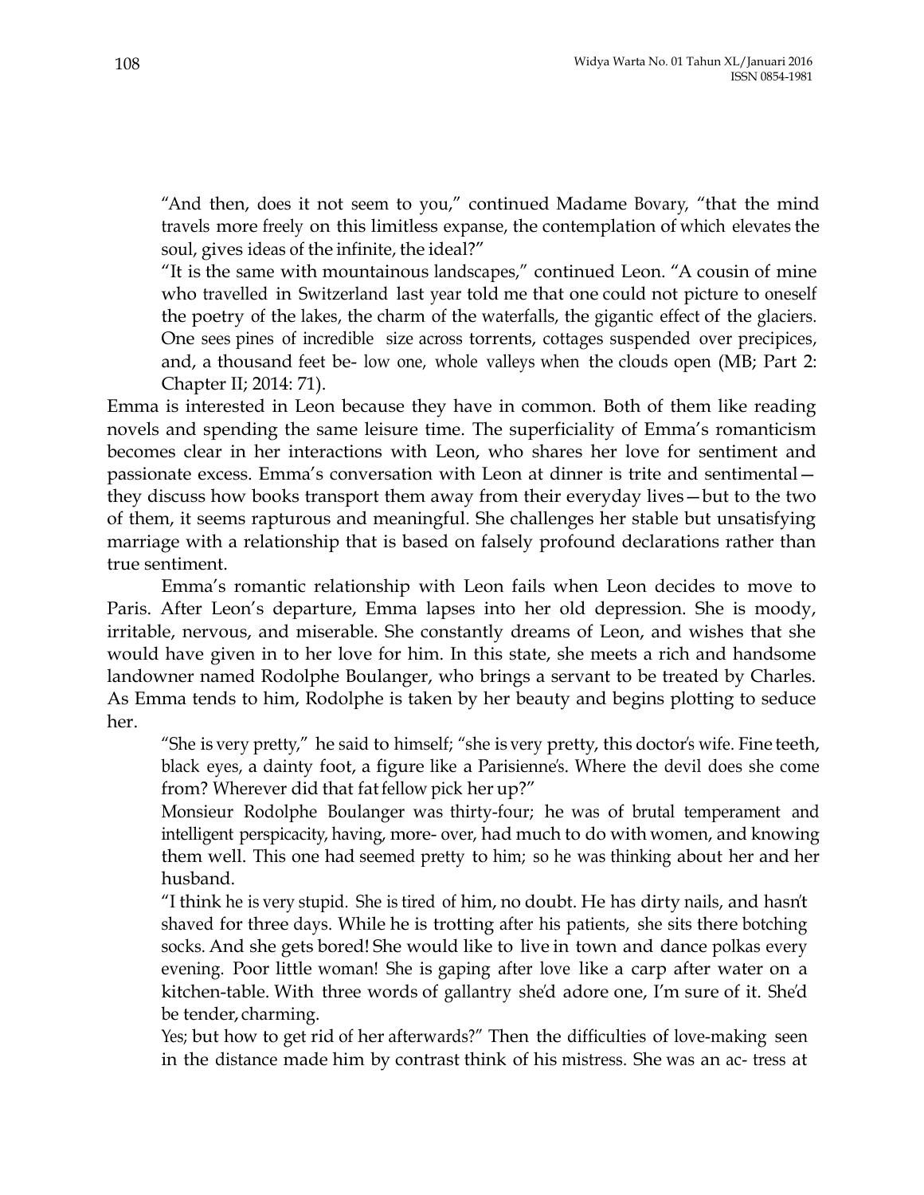> "And then, does it not seem to you," continued Madame Bovary, "that the mind travels more freely on this limitless expanse, the contemplation of which elevates the soul, gives ideas of the infinite, the ideal?"
>
> "It is the same with mountainous landscapes," continued Leon. "A cousin of mine who travelled in Switzerland last year told me that one could not picture to oneself the poetry of the lakes, the charm of the waterfalls, the gigantic effect of the glaciers. One sees pines of incredible size across torrents, cottages suspended over precipices, and, a thousand feet be- low one, whole valleys when the clouds open (MB; Part 2: Chapter II; 2014: 71).

Emma is interested in Leon because they have in common. Both of them like reading novels and spending the same leisure time. The superficiality of Emma's romanticism becomes clear in her interactions with Leon, who shares her love for sentiment and passionate excess. Emma's conversation with Leon at dinner is trite and sentimental—they discuss how books transport them away from their everyday lives—but to the two of them, it seems rapturous and meaningful. She challenges her stable but unsatisfying marriage with a relationship that is based on falsely profound declarations rather than true sentiment.

Emma's romantic relationship with Leon fails when Leon decides to move to Paris. After Leon's departure, Emma lapses into her old depression. She is moody, irritable, nervous, and miserable. She constantly dreams of Leon, and wishes that she would have given in to her love for him. In this state, she meets a rich and handsome landowner named Rodolphe Boulanger, who brings a servant to be treated by Charles. As Emma tends to him, Rodolphe is taken by her beauty and begins plotting to seduce her.

> "She is very pretty," he said to himself; "she is very pretty, this doctor's wife. Fine teeth, black eyes, a dainty foot, a figure like a Parisienne's. Where the devil does she come from? Wherever did that fat fellow pick her up?"
>
> Monsieur Rodolphe Boulanger was thirty-four; he was of brutal temperament and intelligent perspicacity, having, more- over, had much to do with women, and knowing them well. This one had seemed pretty to him; so he was thinking about her and her husband.
>
> "I think he is very stupid. She is tired of him, no doubt. He has dirty nails, and hasn't shaved for three days. While he is trotting after his patients, she sits there botching socks. And she gets bored! She would like to live in town and dance polkas every evening. Poor little woman! She is gaping after love like a carp after water on a kitchen-table. With three words of gallantry she'd adore one, I'm sure of it. She'd be tender, charming.
>
> Yes; but how to get rid of her afterwards?" Then the difficulties of love-making seen in the distance made him by contrast think of his mistress. She was an ac- tress at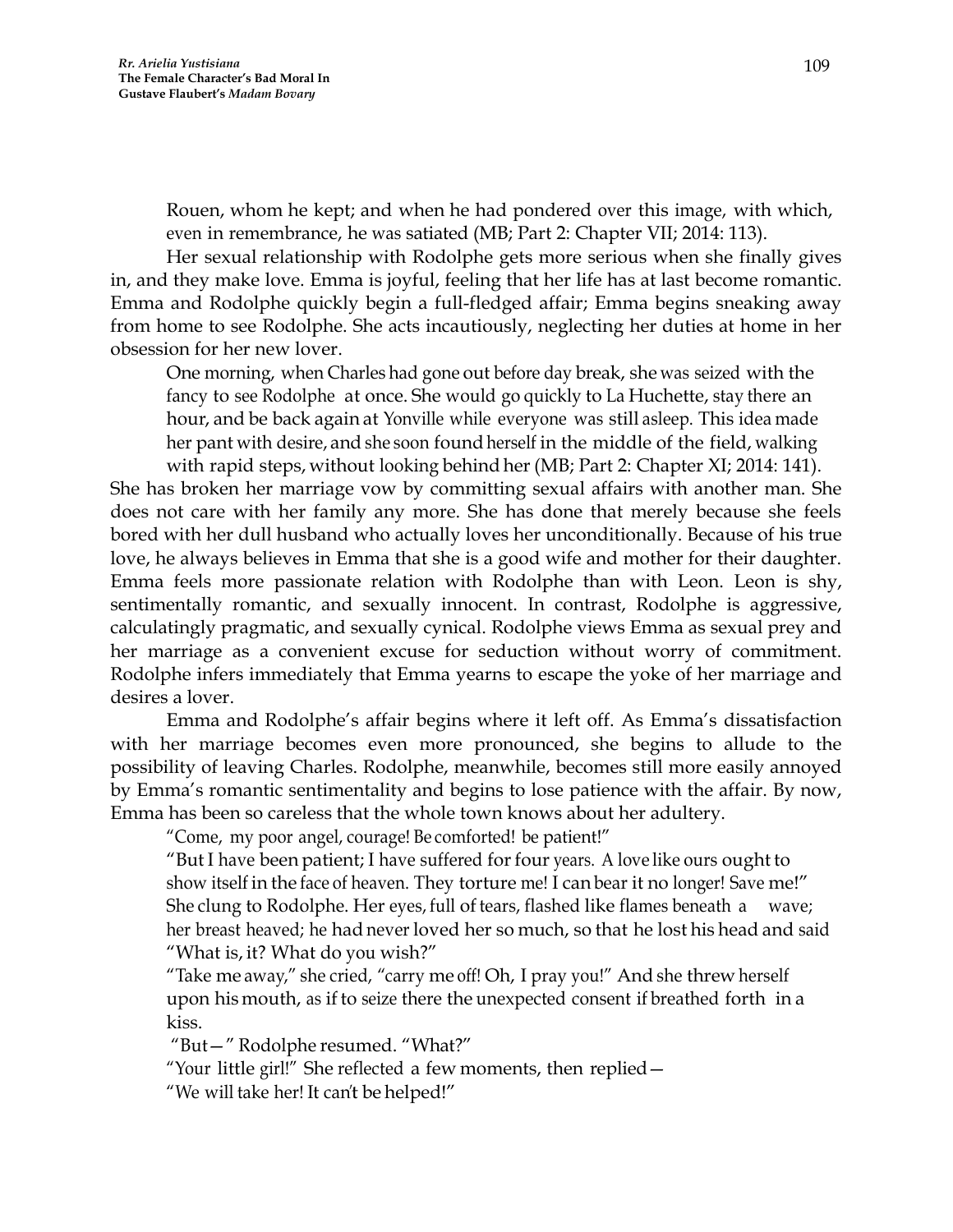Rouen, whom he kept; and when he had pondered over this image, with which, even in remembrance, he was satiated (MB; Part 2: Chapter VII; 2014: 113).

Her sexual relationship with Rodolphe gets more serious when she finally gives in, and they make love. Emma is joyful, feeling that her life has at last become romantic. Emma and Rodolphe quickly begin a full-fledged affair; Emma begins sneaking away from home to see Rodolphe. She acts incautiously, neglecting her duties at home in her obsession for her new lover.

> One morning, when Charles had gone out before day break, she was seized with the fancy to see Rodolphe at once. She would go quickly to La Huchette, stay there an hour, and be back again at Yonville while everyone was still asleep. This idea made her pant with desire, and she soon found herself in the middle of the field, walking with rapid steps, without looking behind her (MB; Part 2: Chapter XI; 2014: 141).

She has broken her marriage vow by committing sexual affairs with another man. She does not care with her family any more. She has done that merely because she feels bored with her dull husband who actually loves her unconditionally. Because of his true love, he always believes in Emma that she is a good wife and mother for their daughter. Emma feels more passionate relation with Rodolphe than with Leon. Leon is shy, sentimentally romantic, and sexually innocent. In contrast, Rodolphe is aggressive, calculatingly pragmatic, and sexually cynical. Rodolphe views Emma as sexual prey and her marriage as a convenient excuse for seduction without worry of commitment. Rodolphe infers immediately that Emma yearns to escape the yoke of her marriage and desires a lover.

Emma and Rodolphe's affair begins where it left off. As Emma's dissatisfaction with her marriage becomes even more pronounced, she begins to allude to the possibility of leaving Charles. Rodolphe, meanwhile, becomes still more easily annoyed by Emma's romantic sentimentality and begins to lose patience with the affair. By now, Emma has been so careless that the whole town knows about her adultery.

> "Come, my poor angel, courage! Be comforted! be patient!"
>
> "But I have been patient; I have suffered for four years. A love like ours ought to show itself in the face of heaven. They torture me! I can bear it no longer! Save me!" She clung to Rodolphe. Her eyes, full of tears, flashed like flames beneath a wave; her breast heaved; he had never loved her so much, so that he lost his head and said "What is, it? What do you wish?"
>
> "Take me away," she cried, "carry me off! Oh, I pray you!" And she threw herself upon his mouth, as if to seize there the unexpected consent if breathed forth in a kiss.
>
> "But—" Rodolphe resumed. "What?"
>
> "Your little girl!" She reflected a few moments, then replied—
>
> "We will take her! It can't be helped!"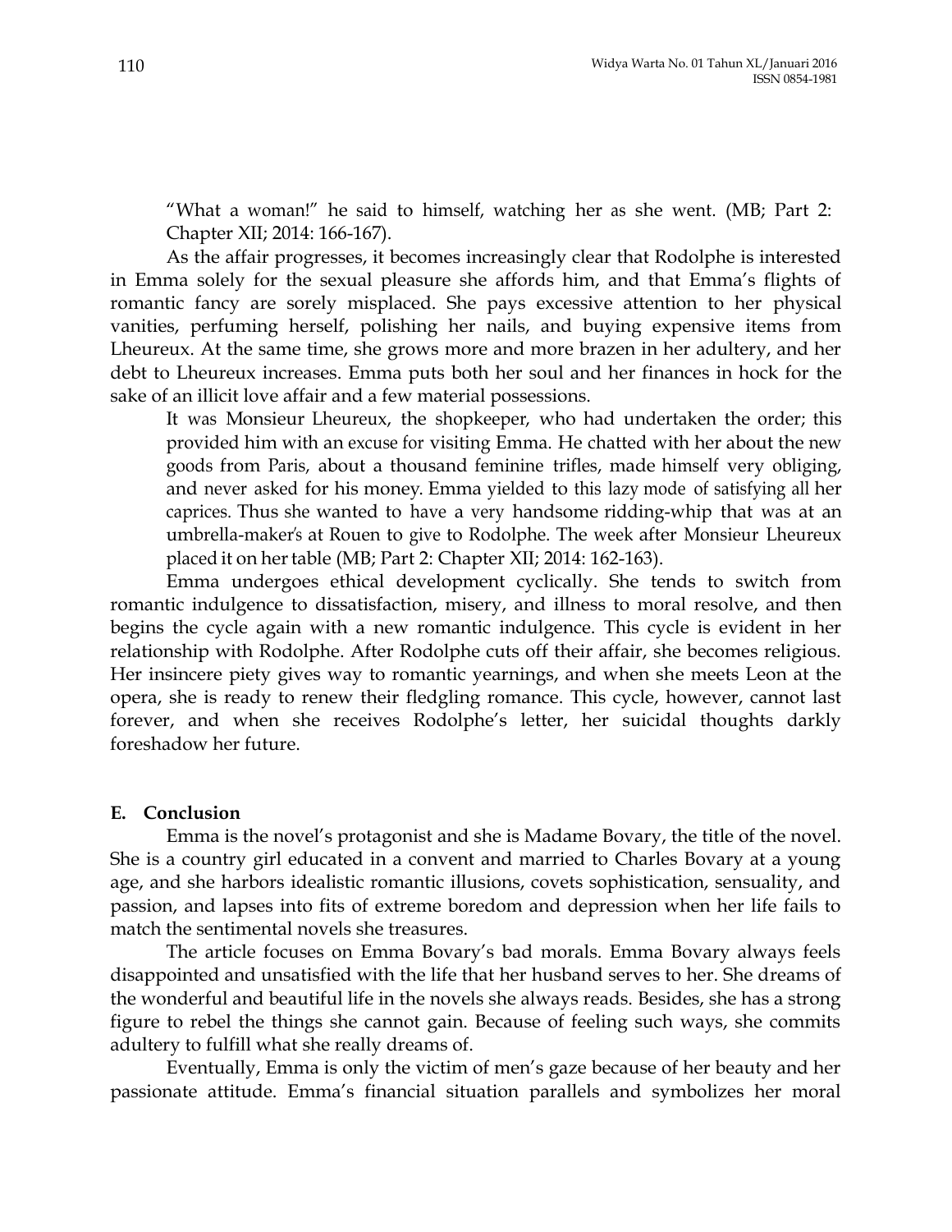"What a woman!" he said to himself, watching her as she went. (MB; Part 2: Chapter XII; 2014: 166-167).

As the affair progresses, it becomes increasingly clear that Rodolphe is interested in Emma solely for the sexual pleasure she affords him, and that Emma's flights of romantic fancy are sorely misplaced. She pays excessive attention to her physical vanities, perfuming herself, polishing her nails, and buying expensive items from Lheureux. At the same time, she grows more and more brazen in her adultery, and her debt to Lheureux increases. Emma puts both her soul and her finances in hock for the sake of an illicit love affair and a few material possessions.

> It was Monsieur Lheureux, the shopkeeper, who had undertaken the order; this provided him with an excuse for visiting Emma. He chatted with her about the new goods from Paris, about a thousand feminine trifles, made himself very obliging, and never asked for his money. Emma yielded to this lazy mode of satisfying all her caprices. Thus she wanted to have a very handsome ridding-whip that was at an umbrella-maker's at Rouen to give to Rodolphe. The week after Monsieur Lheureux placed it on her table (MB; Part 2: Chapter XII; 2014: 162-163).

Emma undergoes ethical development cyclically. She tends to switch from romantic indulgence to dissatisfaction, misery, and illness to moral resolve, and then begins the cycle again with a new romantic indulgence. This cycle is evident in her relationship with Rodolphe. After Rodolphe cuts off their affair, she becomes religious. Her insincere piety gives way to romantic yearnings, and when she meets Leon at the opera, she is ready to renew their fledgling romance. This cycle, however, cannot last forever, and when she receives Rodolphe's letter, her suicidal thoughts darkly foreshadow her future.

## E. Conclusion

Emma is the novel's protagonist and she is Madame Bovary, the title of the novel. She is a country girl educated in a convent and married to Charles Bovary at a young age, and she harbors idealistic romantic illusions, covets sophistication, sensuality, and passion, and lapses into fits of extreme boredom and depression when her life fails to match the sentimental novels she treasures.

The article focuses on Emma Bovary's bad morals. Emma Bovary always feels disappointed and unsatisfied with the life that her husband serves to her. She dreams of the wonderful and beautiful life in the novels she always reads. Besides, she has a strong figure to rebel the things she cannot gain. Because of feeling such ways, she commits adultery to fulfill what she really dreams of.

Eventually, Emma is only the victim of men's gaze because of her beauty and her passionate attitude. Emma's financial situation parallels and symbolizes her moral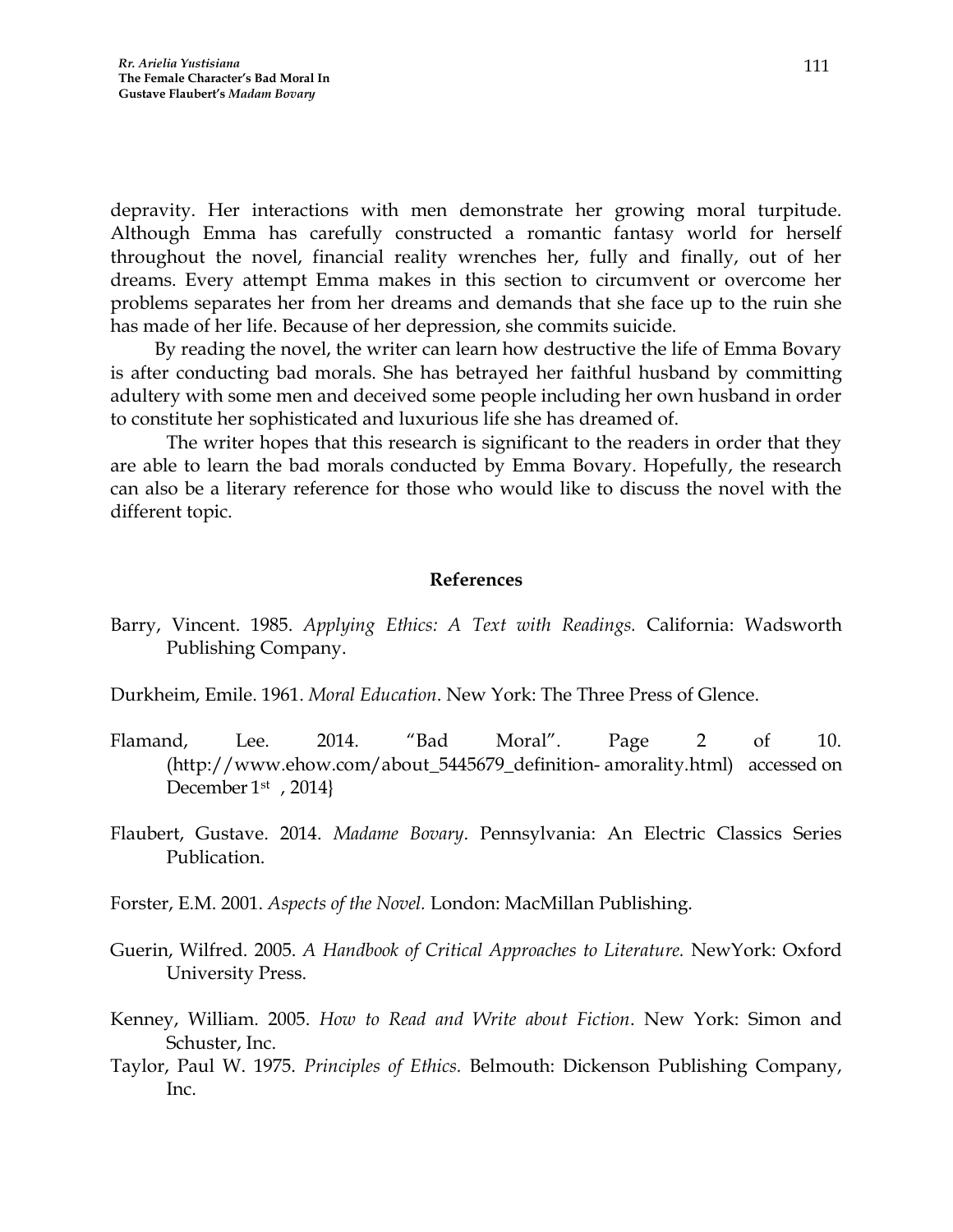depravity. Her interactions with men demonstrate her growing moral turpitude. Although Emma has carefully constructed a romantic fantasy world for herself throughout the novel, financial reality wrenches her, fully and finally, out of her dreams. Every attempt Emma makes in this section to circumvent or overcome her problems separates her from her dreams and demands that she face up to the ruin she has made of her life. Because of her depression, she commits suicide.

By reading the novel, the writer can learn how destructive the life of Emma Bovary is after conducting bad morals. She has betrayed her faithful husband by committing adultery with some men and deceived some people including her own husband in order to constitute her sophisticated and luxurious life she has dreamed of.

The writer hopes that this research is significant to the readers in order that they are able to learn the bad morals conducted by Emma Bovary. Hopefully, the research can also be a literary reference for those who would like to discuss the novel with the different topic.

## References

Barry, Vincent. 1985. *Applying Ethics: A Text with Readings.* California: Wadsworth Publishing Company.

Durkheim, Emile. 1961. *Moral Education*. New York: The Three Press of Glence.

Flamand, Lee. 2014. "Bad Moral". Page 2 of 10. (http://www.ehow.com/about_5445679_definition- amorality.html) accessed on December 1st , 2014}

Flaubert, Gustave. 2014. *Madame Bovary*. Pennsylvania: An Electric Classics Series Publication.

Forster, E.M. 2001. *Aspects of the Novel.* London: MacMillan Publishing.

Guerin, Wilfred. 2005. *A Handbook of Critical Approaches to Literature.* NewYork: Oxford University Press.

Kenney, William. 2005. *How to Read and Write about Fiction*. New York: Simon and Schuster, Inc.

Taylor, Paul W. 1975. *Principles of Ethics.* Belmouth: Dickenson Publishing Company, Inc.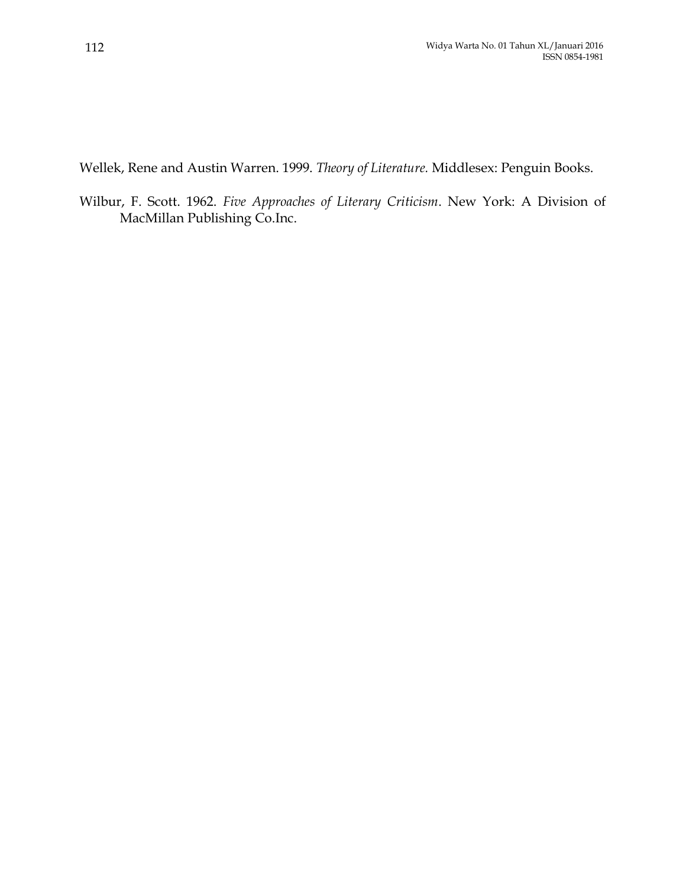Wellek, Rene and Austin Warren. 1999. *Theory of Literature.* Middlesex: Penguin Books.

Wilbur, F. Scott. 1962. *Five Approaches of Literary Criticism*. New York: A Division of MacMillan Publishing Co.Inc.